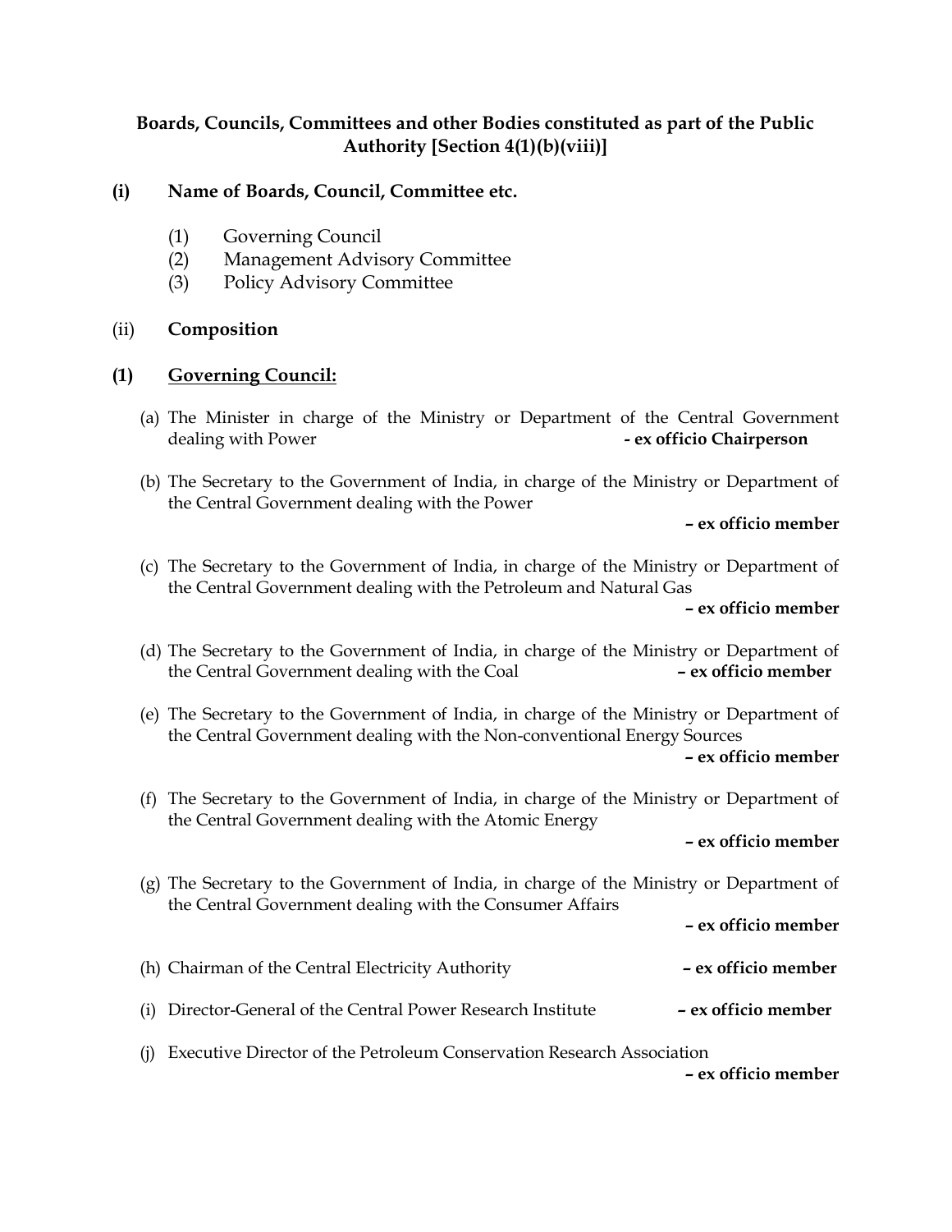**Boards, Councils, Committees and other Bodies constituted as part of the Public Authority [Section 4(1)(b)(viii)]**

**(i) Name of Boards, Council, Committee etc.**

(1) Governing Council
(2) Management Advisory Committee
(3) Policy Advisory Committee

(ii) **Composition**

**(1) <u>Governing Council:</u>**

(a) The Minister in charge of the Ministry or Department of the Central Government dealing with Power **- ex officio Chairperson**

(b) The Secretary to the Government of India, in charge of the Ministry or Department of the Central Government dealing with the Power **– ex officio member**

(c) The Secretary to the Government of India, in charge of the Ministry or Department of the Central Government dealing with the Petroleum and Natural Gas **– ex officio member**

(d) The Secretary to the Government of India, in charge of the Ministry or Department of the Central Government dealing with the Coal **– ex officio member**

(e) The Secretary to the Government of India, in charge of the Ministry or Department of the Central Government dealing with the Non-conventional Energy Sources **– ex officio member**

(f) The Secretary to the Government of India, in charge of the Ministry or Department of the Central Government dealing with the Atomic Energy **– ex officio member**

(g) The Secretary to the Government of India, in charge of the Ministry or Department of the Central Government dealing with the Consumer Affairs **– ex officio member**

(h) Chairman of the Central Electricity Authority **– ex officio member**

(i) Director-General of the Central Power Research Institute **– ex officio member**

(j) Executive Director of the Petroleum Conservation Research Association **– ex officio member**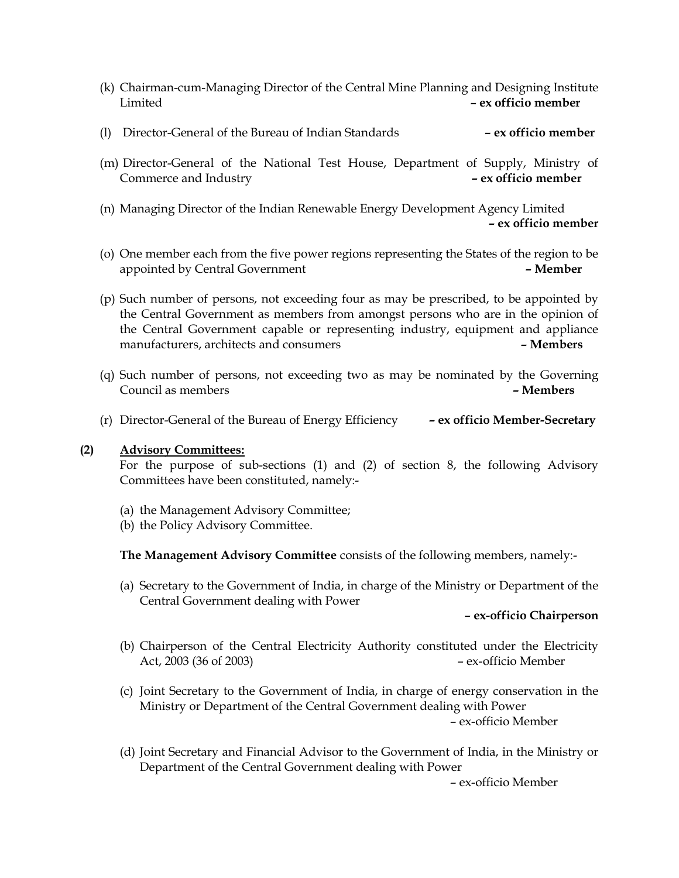(k) Chairman-cum-Managing Director of the Central Mine Planning and Designing Institute Limited **– ex officio member**

(l) Director-General of the Bureau of Indian Standards **– ex officio member**

(m) Director-General of the National Test House, Department of Supply, Ministry of Commerce and Industry **– ex officio member**

(n) Managing Director of the Indian Renewable Energy Development Agency Limited **– ex officio member**

(o) One member each from the five power regions representing the States of the region to be appointed by Central Government **– Member**

(p) Such number of persons, not exceeding four as may be prescribed, to be appointed by the Central Government as members from amongst persons who are in the opinion of the Central Government capable or representing industry, equipment and appliance manufacturers, architects and consumers **– Members**

(q) Such number of persons, not exceeding two as may be nominated by the Governing Council as members **– Members**

(r) Director-General of the Bureau of Energy Efficiency **– ex officio Member-Secretary**

**(2) <u>Advisory Committees:</u>**

For the purpose of sub-sections (1) and (2) of section 8, the following Advisory Committees have been constituted, namely:-

(a) the Management Advisory Committee;
(b) the Policy Advisory Committee.

**The Management Advisory Committee** consists of the following members, namely:-

(a) Secretary to the Government of India, in charge of the Ministry or Department of the Central Government dealing with Power **– ex-officio Chairperson**

(b) Chairperson of the Central Electricity Authority constituted under the Electricity Act, 2003 (36 of 2003) – ex-officio Member

(c) Joint Secretary to the Government of India, in charge of energy conservation in the Ministry or Department of the Central Government dealing with Power – ex-officio Member

(d) Joint Secretary and Financial Advisor to the Government of India, in the Ministry or Department of the Central Government dealing with Power – ex-officio Member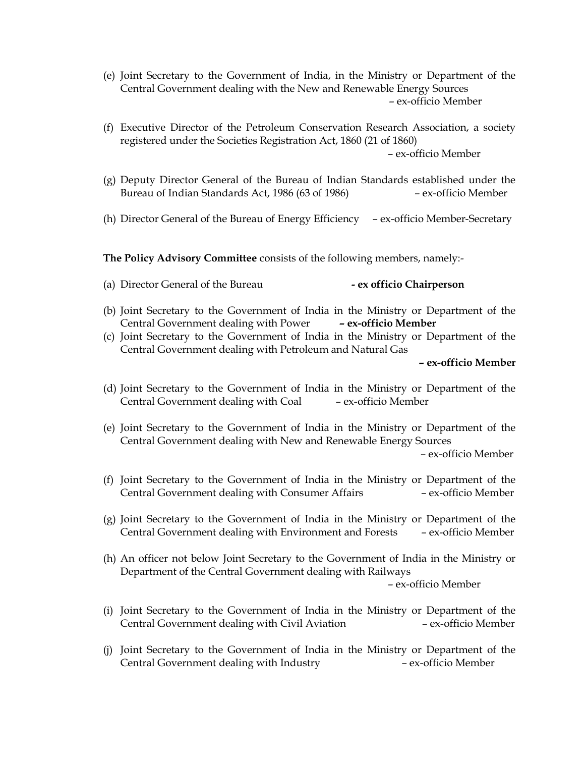(e) Joint Secretary to the Government of India, in the Ministry or Department of the Central Government dealing with the New and Renewable Energy Sources – ex-officio Member

(f) Executive Director of the Petroleum Conservation Research Association, a society registered under the Societies Registration Act, 1860 (21 of 1860) – ex-officio Member

(g) Deputy Director General of the Bureau of Indian Standards established under the Bureau of Indian Standards Act, 1986 (63 of 1986) – ex-officio Member

(h) Director General of the Bureau of Energy Efficiency – ex-officio Member-Secretary

**The Policy Advisory Committee** consists of the following members, namely:-

(a) Director General of the Bureau **- ex officio Chairperson**

(b) Joint Secretary to the Government of India in the Ministry or Department of the Central Government dealing with Power **– ex-officio Member**

(c) Joint Secretary to the Government of India in the Ministry or Department of the Central Government dealing with Petroleum and Natural Gas **– ex-officio Member**

(d) Joint Secretary to the Government of India in the Ministry or Department of the Central Government dealing with Coal – ex-officio Member

(e) Joint Secretary to the Government of India in the Ministry or Department of the Central Government dealing with New and Renewable Energy Sources – ex-officio Member

(f) Joint Secretary to the Government of India in the Ministry or Department of the Central Government dealing with Consumer Affairs – ex-officio Member

(g) Joint Secretary to the Government of India in the Ministry or Department of the Central Government dealing with Environment and Forests – ex-officio Member

(h) An officer not below Joint Secretary to the Government of India in the Ministry or Department of the Central Government dealing with Railways – ex-officio Member

(i) Joint Secretary to the Government of India in the Ministry or Department of the Central Government dealing with Civil Aviation – ex-officio Member

(j) Joint Secretary to the Government of India in the Ministry or Department of the Central Government dealing with Industry – ex-officio Member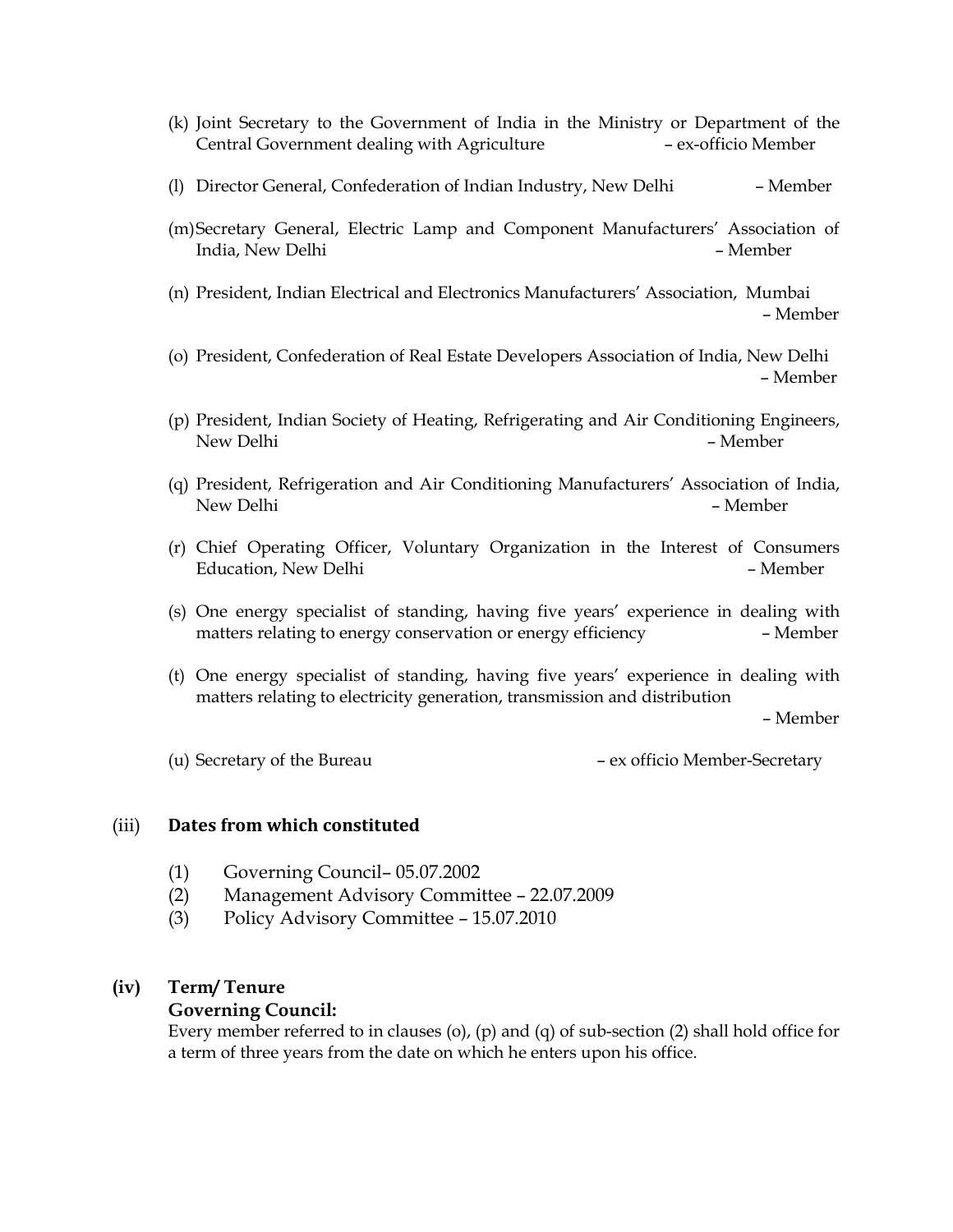(k) Joint Secretary to the Government of India in the Ministry or Department of the Central Government dealing with Agriculture – ex-officio Member

(l) Director General, Confederation of Indian Industry, New Delhi – Member

(m) Secretary General, Electric Lamp and Component Manufacturers' Association of India, New Delhi – Member

(n) President, Indian Electrical and Electronics Manufacturers' Association, Mumbai – Member

(o) President, Confederation of Real Estate Developers Association of India, New Delhi – Member

(p) President, Indian Society of Heating, Refrigerating and Air Conditioning Engineers, New Delhi – Member

(q) President, Refrigeration and Air Conditioning Manufacturers' Association of India, New Delhi – Member

(r) Chief Operating Officer, Voluntary Organization in the Interest of Consumers Education, New Delhi – Member

(s) One energy specialist of standing, having five years' experience in dealing with matters relating to energy conservation or energy efficiency – Member

(t) One energy specialist of standing, having five years' experience in dealing with matters relating to electricity generation, transmission and distribution – Member

(u) Secretary of the Bureau – ex officio Member-Secretary

### (iii) Dates from which constituted

(1) Governing Council– 05.07.2002
(2) Management Advisory Committee – 22.07.2009
(3) Policy Advisory Committee – 15.07.2010

### (iv) Term/ Tenure

**Governing Council:**

Every member referred to in clauses (o), (p) and (q) of sub-section (2) shall hold office for a term of three years from the date on which he enters upon his office.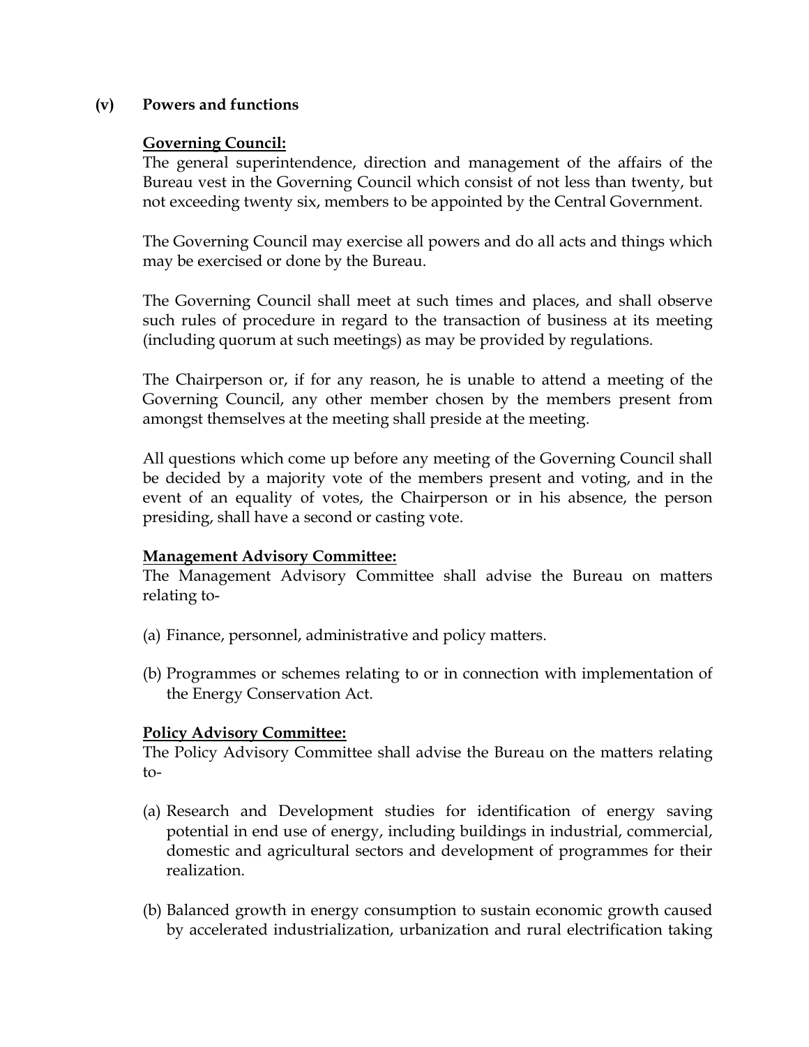## (v) Powers and functions

**Governing Council:**

The general superintendence, direction and management of the affairs of the Bureau vest in the Governing Council which consist of not less than twenty, but not exceeding twenty six, members to be appointed by the Central Government.

The Governing Council may exercise all powers and do all acts and things which may be exercised or done by the Bureau.

The Governing Council shall meet at such times and places, and shall observe such rules of procedure in regard to the transaction of business at its meeting (including quorum at such meetings) as may be provided by regulations.

The Chairperson or, if for any reason, he is unable to attend a meeting of the Governing Council, any other member chosen by the members present from amongst themselves at the meeting shall preside at the meeting.

All questions which come up before any meeting of the Governing Council shall be decided by a majority vote of the members present and voting, and in the event of an equality of votes, the Chairperson or in his absence, the person presiding, shall have a second or casting vote.

**Management Advisory Committee:**

The Management Advisory Committee shall advise the Bureau on matters relating to-

(a) Finance, personnel, administrative and policy matters.

(b) Programmes or schemes relating to or in connection with implementation of the Energy Conservation Act.

**Policy Advisory Committee:**

The Policy Advisory Committee shall advise the Bureau on the matters relating to-

(a) Research and Development studies for identification of energy saving potential in end use of energy, including buildings in industrial, commercial, domestic and agricultural sectors and development of programmes for their realization.

(b) Balanced growth in energy consumption to sustain economic growth caused by accelerated industrialization, urbanization and rural electrification taking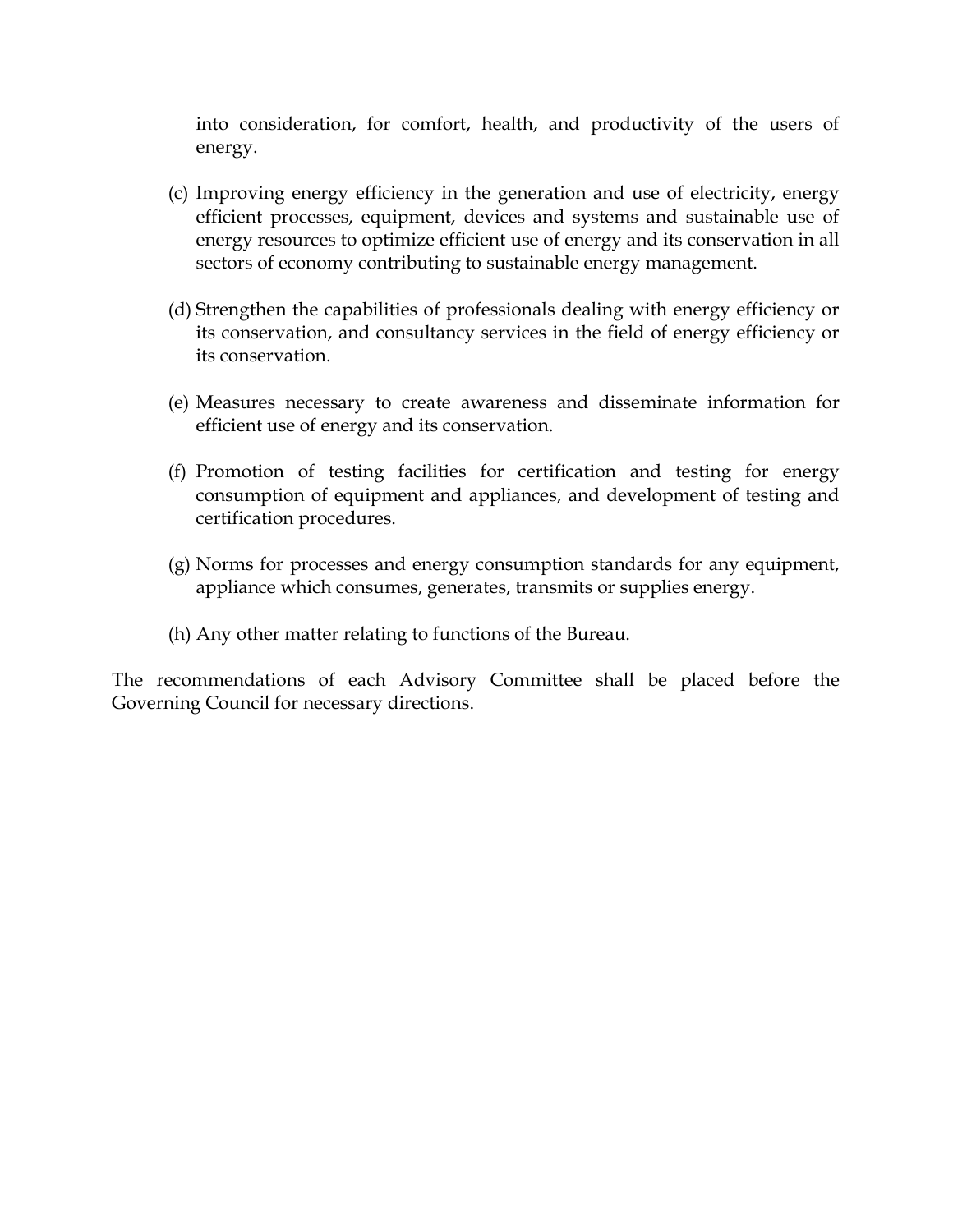into consideration, for comfort, health, and productivity of the users of energy.

(c) Improving energy efficiency in the generation and use of electricity, energy efficient processes, equipment, devices and systems and sustainable use of energy resources to optimize efficient use of energy and its conservation in all sectors of economy contributing to sustainable energy management.

(d) Strengthen the capabilities of professionals dealing with energy efficiency or its conservation, and consultancy services in the field of energy efficiency or its conservation.

(e) Measures necessary to create awareness and disseminate information for efficient use of energy and its conservation.

(f) Promotion of testing facilities for certification and testing for energy consumption of equipment and appliances, and development of testing and certification procedures.

(g) Norms for processes and energy consumption standards for any equipment, appliance which consumes, generates, transmits or supplies energy.

(h) Any other matter relating to functions of the Bureau.

The recommendations of each Advisory Committee shall be placed before the Governing Council for necessary directions.